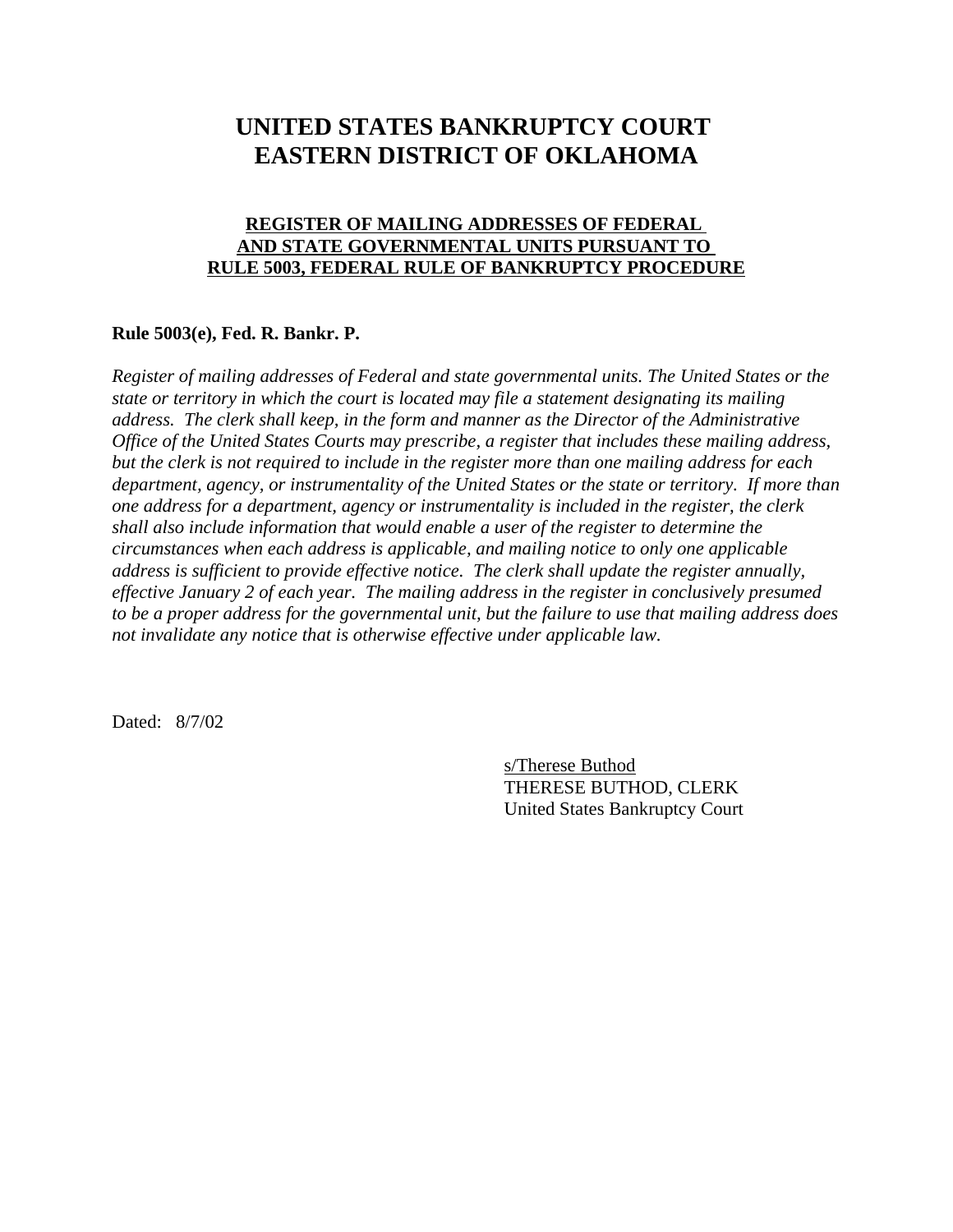# UNITED STATES BANKRUPTCY COURT
# EASTERN DISTRICT OF OKLAHOMA

## REGISTER OF MAILING ADDRESSES OF FEDERAL AND STATE GOVERNMENTAL UNITS PURSUANT TO RULE 5003, FEDERAL RULE OF BANKRUPTCY PROCEDURE

**Rule 5003(e), Fed. R. Bankr. P.**

*Register of mailing addresses of Federal and state governmental units. The United States or the state or territory in which the court is located may file a statement designating its mailing address. The clerk shall keep, in the form and manner as the Director of the Administrative Office of the United States Courts may prescribe, a register that includes these mailing address, but the clerk is not required to include in the register more than one mailing address for each department, agency, or instrumentality of the United States or the state or territory. If more than one address for a department, agency or instrumentality is included in the register, the clerk shall also include information that would enable a user of the register to determine the circumstances when each address is applicable, and mailing notice to only one applicable address is sufficient to provide effective notice. The clerk shall update the register annually, effective January 2 of each year. The mailing address in the register in conclusively presumed to be a proper address for the governmental unit, but the failure to use that mailing address does not invalidate any notice that is otherwise effective under applicable law.*

Dated: 8/7/02

s/Therese Buthod
THERESE BUTHOD, CLERK
United States Bankruptcy Court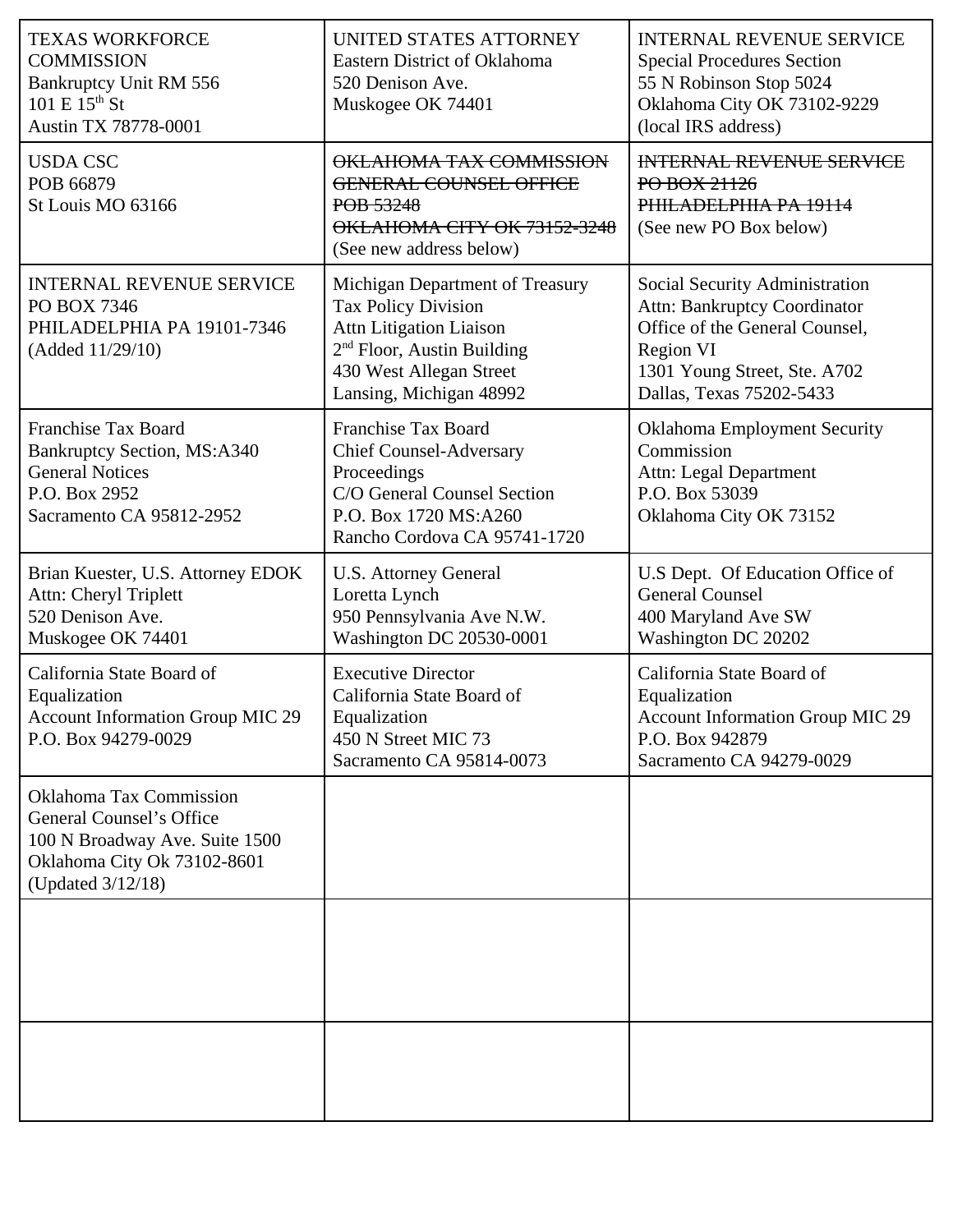| | | |
|---|---|---|
| TEXAS WORKFORCE COMMISSION<br>Bankruptcy Unit RM 556<br>101 E 15th St<br>Austin TX 78778-0001 | UNITED STATES ATTORNEY<br>Eastern District of Oklahoma<br>520 Denison Ave.<br>Muskogee OK 74401 | INTERNAL REVENUE SERVICE<br>Special Procedures Section<br>55 N Robinson Stop 5024<br>Oklahoma City OK 73102-9229<br>(local IRS address) |
| USDA CSC<br>POB 66879<br>St Louis MO 63166 | ~~OKLAHOMA TAX COMMISSION~~<br>~~GENERAL COUNSEL OFFICE~~<br>~~POB 53248~~<br>~~OKLAHOMA CITY OK 73152-3248~~<br>(See new address below) | ~~INTERNAL REVENUE SERVICE~~<br>~~PO BOX 21126~~<br>~~PHILADELPHIA PA 19114~~<br>(See new PO Box below) |
| INTERNAL REVENUE SERVICE<br>PO BOX 7346<br>PHILADELPHIA PA 19101-7346<br>(Added 11/29/10) | Michigan Department of Treasury<br>Tax Policy Division<br>Attn Litigation Liaison<br>2nd Floor, Austin Building<br>430 West Allegan Street<br>Lansing, Michigan 48992 | Social Security Administration<br>Attn: Bankruptcy Coordinator<br>Office of the General Counsel, Region VI<br>1301 Young Street, Ste. A702<br>Dallas, Texas 75202-5433 |
| Franchise Tax Board<br>Bankruptcy Section, MS:A340<br>General Notices<br>P.O. Box 2952<br>Sacramento CA 95812-2952 | Franchise Tax Board<br>Chief Counsel-Adversary Proceedings<br>C/O General Counsel Section<br>P.O. Box 1720 MS:A260<br>Rancho Cordova CA 95741-1720 | Oklahoma Employment Security Commission<br>Attn: Legal Department<br>P.O. Box 53039<br>Oklahoma City OK 73152 |
| Brian Kuester, U.S. Attorney EDOK<br>Attn: Cheryl Triplett<br>520 Denison Ave.<br>Muskogee OK 74401 | U.S. Attorney General<br>Loretta Lynch<br>950 Pennsylvania Ave N.W.<br>Washington DC 20530-0001 | U.S Dept. Of Education Office of General Counsel<br>400 Maryland Ave SW<br>Washington DC 20202 |
| California State Board of Equalization<br>Account Information Group MIC 29<br>P.O. Box 94279-0029 | Executive Director<br>California State Board of Equalization<br>450 N Street MIC 73<br>Sacramento CA 95814-0073 | California State Board of Equalization<br>Account Information Group MIC 29<br>P.O. Box 942879<br>Sacramento CA 94279-0029 |
| Oklahoma Tax Commission<br>General Counsel's Office<br>100 N Broadway Ave. Suite 1500<br>Oklahoma City Ok 73102-8601<br>(Updated 3/12/18) | | |
| | | |
| | | |